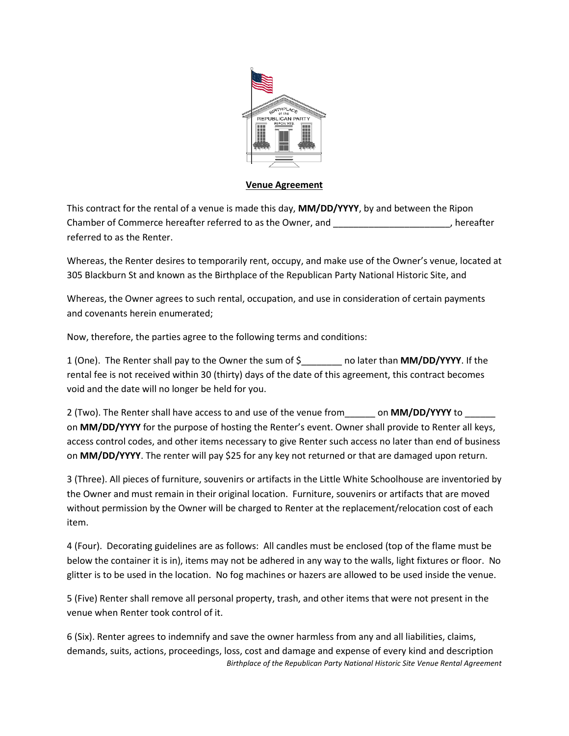**Venue Agreement**

This contract for the rental of a venue is made this day, **MM/DD/YYYY**, by and between the Ripon Chamber of Commerce hereafter referred to as the Owner, and _______________________, hereafter referred to as the Renter.

Whereas, the Renter desires to temporarily rent, occupy, and make use of the Owner's venue, located at 305 Blackburn St and known as the Birthplace of the Republican Party National Historic Site, and

Whereas, the Owner agrees to such rental, occupation, and use in consideration of certain payments and covenants herein enumerated;

Now, therefore, the parties agree to the following terms and conditions:

1 (One). The Renter shall pay to the Owner the sum of $________ no later than **MM/DD/YYYY**. If the rental fee is not received within 30 (thirty) days of the date of this agreement, this contract becomes void and the date will no longer be held for you.

2 (Two). The Renter shall have access to and use of the venue from______ on **MM/DD/YYYY** to ______ on **MM/DD/YYYY** for the purpose of hosting the Renter's event. Owner shall provide to Renter all keys, access control codes, and other items necessary to give Renter such access no later than end of business on **MM/DD/YYYY**. The renter will pay $25 for any key not returned or that are damaged upon return.

3 (Three). All pieces of furniture, souvenirs or artifacts in the Little White Schoolhouse are inventoried by the Owner and must remain in their original location. Furniture, souvenirs or artifacts that are moved without permission by the Owner will be charged to Renter at the replacement/relocation cost of each item.

4 (Four). Decorating guidelines are as follows: All candles must be enclosed (top of the flame must be below the container it is in), items may not be adhered in any way to the walls, light fixtures or floor. No glitter is to be used in the location. No fog machines or hazers are allowed to be used inside the venue.

5 (Five) Renter shall remove all personal property, trash, and other items that were not present in the venue when Renter took control of it.

6 (Six). Renter agrees to indemnify and save the owner harmless from any and all liabilities, claims, demands, suits, actions, proceedings, loss, cost and damage and expense of every kind and description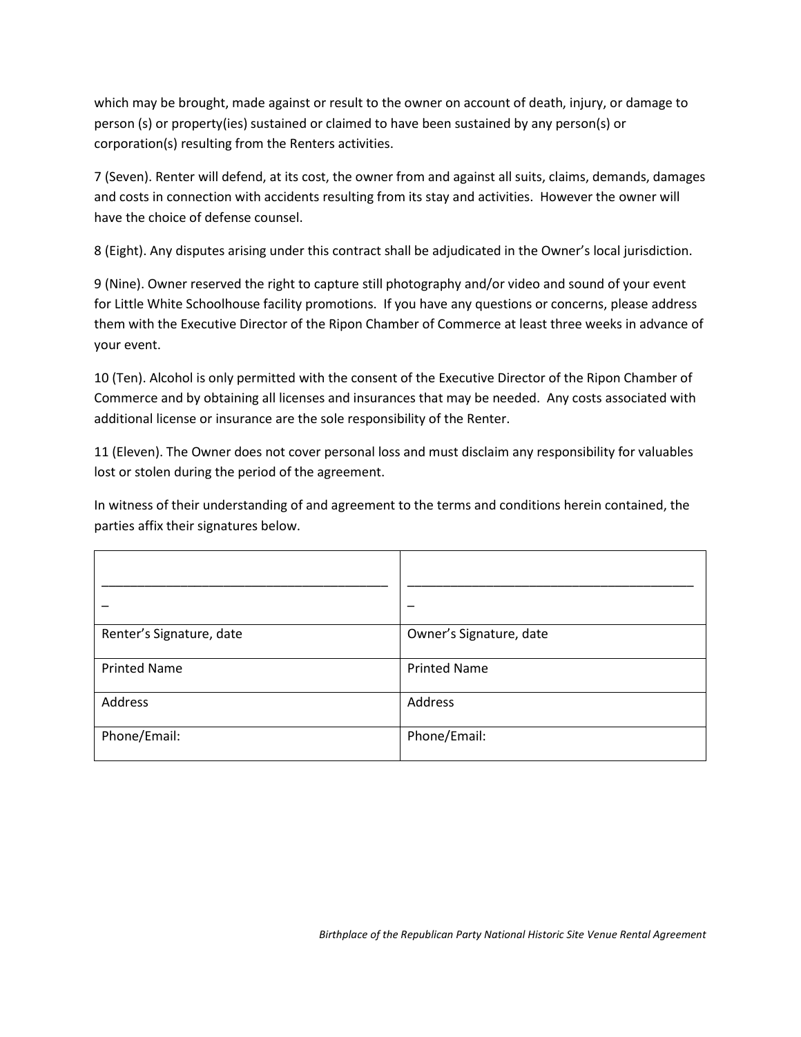which may be brought, made against or result to the owner on account of death, injury, or damage to person (s) or property(ies) sustained or claimed to have been sustained by any person(s) or corporation(s) resulting from the Renters activities.

7 (Seven). Renter will defend, at its cost, the owner from and against all suits, claims, demands, damages and costs in connection with accidents resulting from its stay and activities. However the owner will have the choice of defense counsel.

8 (Eight). Any disputes arising under this contract shall be adjudicated in the Owner's local jurisdiction.

9 (Nine). Owner reserved the right to capture still photography and/or video and sound of your event for Little White Schoolhouse facility promotions. If you have any questions or concerns, please address them with the Executive Director of the Ripon Chamber of Commerce at least three weeks in advance of your event.

10 (Ten). Alcohol is only permitted with the consent of the Executive Director of the Ripon Chamber of Commerce and by obtaining all licenses and insurances that may be needed. Any costs associated with additional license or insurance are the sole responsibility of the Renter.

11 (Eleven). The Owner does not cover personal loss and must disclaim any responsibility for valuables lost or stolen during the period of the agreement.

In witness of their understanding of and agreement to the terms and conditions herein contained, the parties affix their signatures below.

| ________________________________________ | ________________________________________ |
|---|---|
| Renter's Signature, date | Owner's Signature, date |
| Printed Name | Printed Name |
| Address | Address |
| Phone/Email: | Phone/Email: |

*Birthplace of the Republican Party National Historic Site Venue Rental Agreement*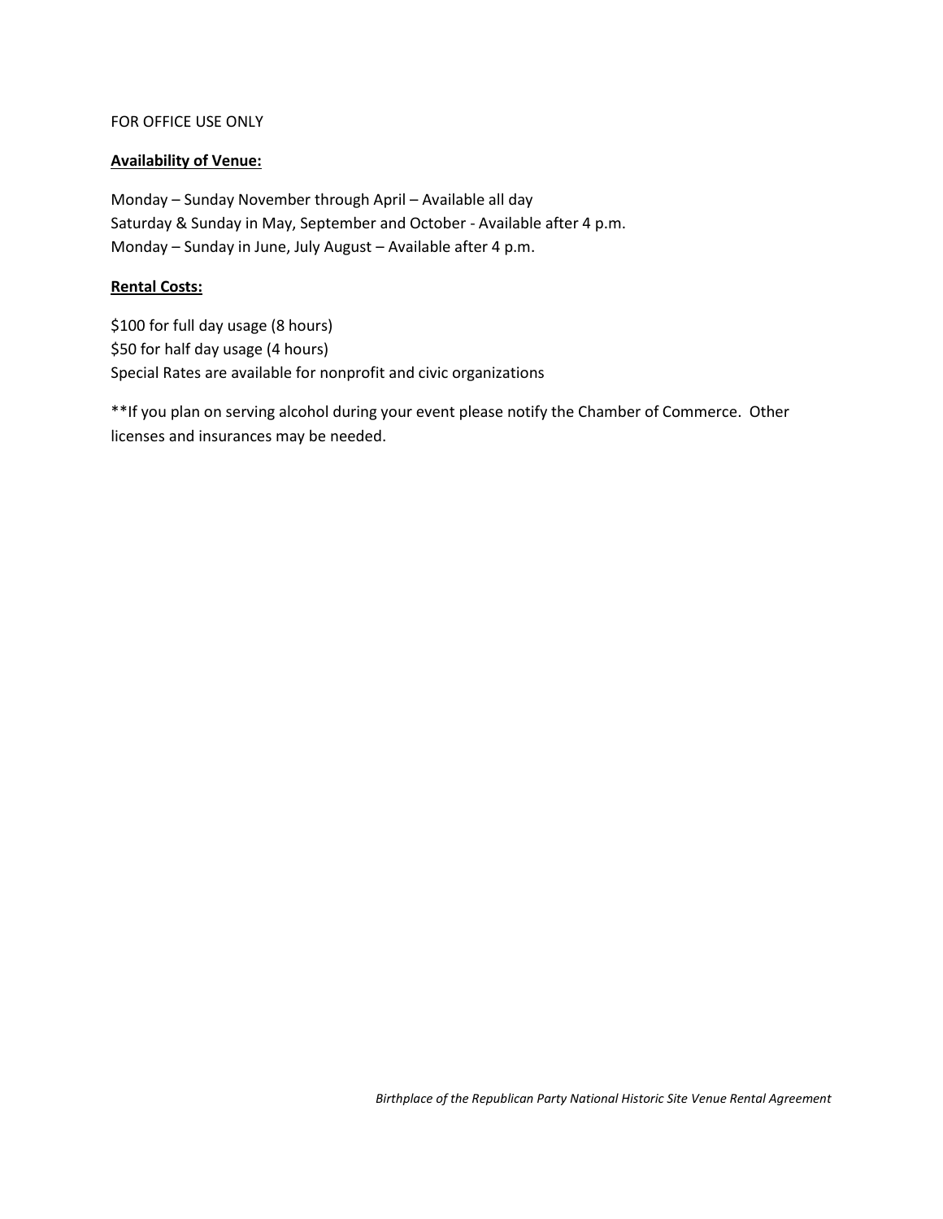FOR OFFICE USE ONLY

**Availability of Venue:**

Monday – Sunday November through April – Available all day
Saturday & Sunday in May, September and October - Available after 4 p.m.
Monday – Sunday in June, July August – Available after 4 p.m.

**Rental Costs:**

$100 for full day usage (8 hours)
$50 for half day usage (4 hours)
Special Rates are available for nonprofit and civic organizations

**If you plan on serving alcohol during your event please notify the Chamber of Commerce. Other licenses and insurances may be needed.